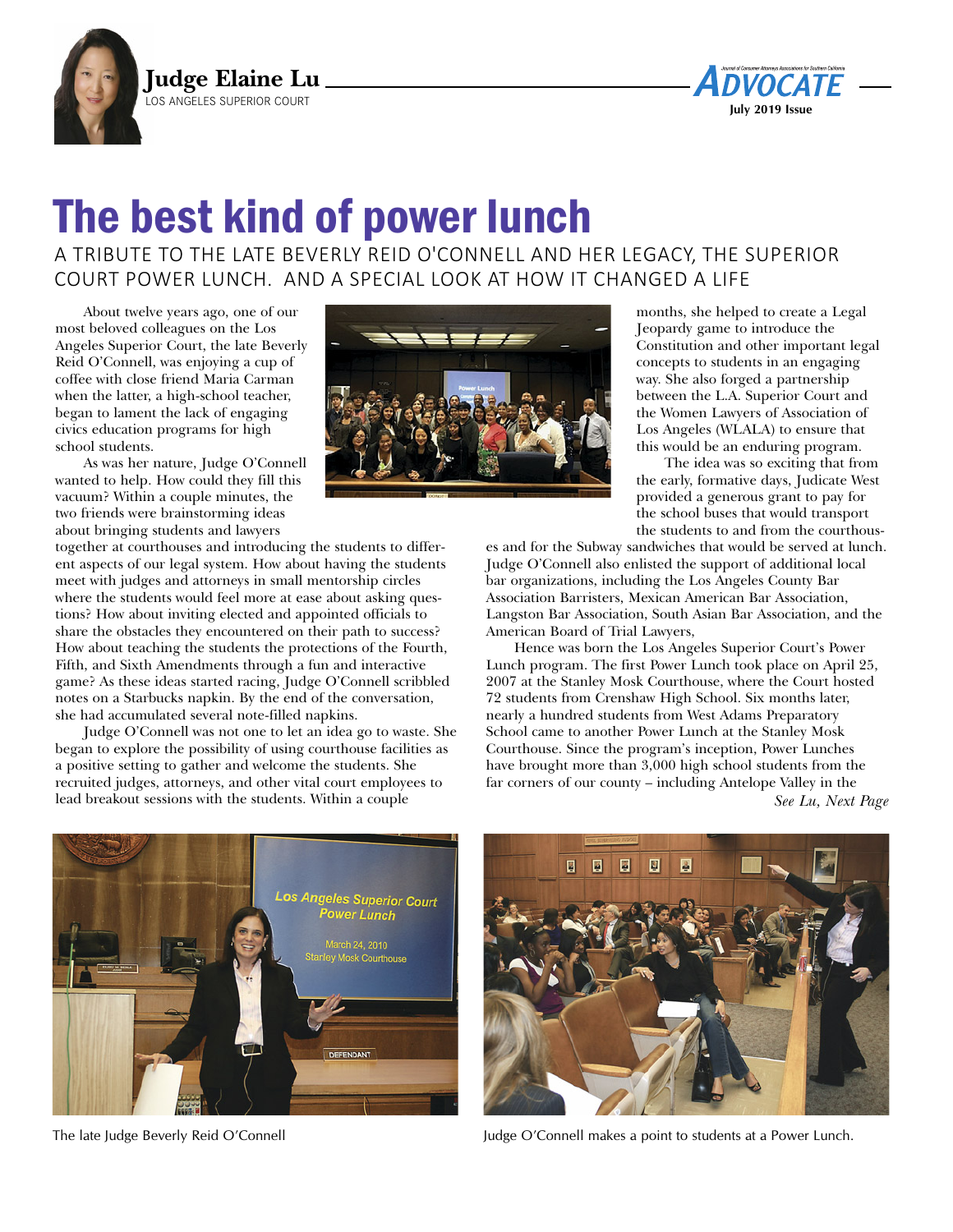**Judge Elaine Lu**
LOS ANGELES SUPERIOR COURT

# The best kind of power lunch

## A TRIBUTE TO THE LATE BEVERLY REID O'CONNELL AND HER LEGACY, THE SUPERIOR COURT POWER LUNCH. AND A SPECIAL LOOK AT HOW IT CHANGED A LIFE

About twelve years ago, one of our most beloved colleagues on the Los Angeles Superior Court, the late Beverly Reid O'Connell, was enjoying a cup of coffee with close friend Maria Carman when the latter, a high-school teacher, began to lament the lack of engaging civics education programs for high school students.

As was her nature, Judge O'Connell wanted to help. How could they fill this vacuum? Within a couple minutes, the two friends were brainstorming ideas about bringing students and lawyers together at courthouses and introducing the students to different aspects of our legal system. How about having the students meet with judges and attorneys in small mentorship circles where the students would feel more at ease about asking questions? How about inviting elected and appointed officials to share the obstacles they encountered on their path to success? How about teaching the students the protections of the Fourth, Fifth, and Sixth Amendments through a fun and interactive game? As these ideas started racing, Judge O'Connell scribbled notes on a Starbucks napkin. By the end of the conversation, she had accumulated several note-filled napkins.

Judge O'Connell was not one to let an idea go to waste. She began to explore the possibility of using courthouse facilities as a positive setting to gather and welcome the students. She recruited judges, attorneys, and other vital court employees to lead breakout sessions with the students. Within a couple months, she helped to create a Legal Jeopardy game to introduce the Constitution and other important legal concepts to students in an engaging way. She also forged a partnership between the L.A. Superior Court and the Women Lawyers of Association of Los Angeles (WLALA) to ensure that this would be an enduring program.

The idea was so exciting that from the early, formative days, Judicate West provided a generous grant to pay for the school buses that would transport the students to and from the courthouses and for the Subway sandwiches that would be served at lunch. Judge O'Connell also enlisted the support of additional local bar organizations, including the Los Angeles County Bar Association Barristers, Mexican American Bar Association, Langston Bar Association, South Asian Bar Association, and the American Board of Trial Lawyers,

Hence was born the Los Angeles Superior Court's Power Lunch program. The first Power Lunch took place on April 25, 2007 at the Stanley Mosk Courthouse, where the Court hosted 72 students from Crenshaw High School. Six months later, nearly a hundred students from West Adams Preparatory School came to another Power Lunch at the Stanley Mosk Courthouse. Since the program's inception, Power Lunches have brought more than 3,000 high school students from the far corners of our county – including Antelope Valley in the

*See Lu, Next Page*

The late Judge Beverly Reid O'Connell

Judge O'Connell makes a point to students at a Power Lunch.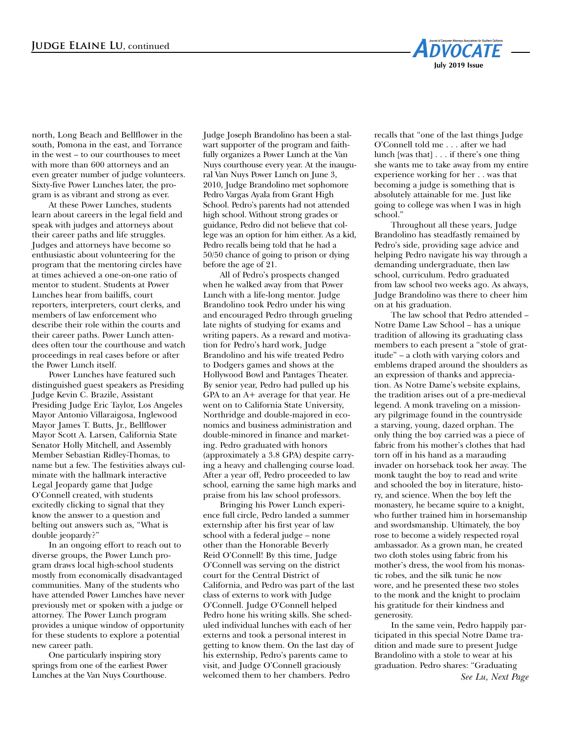north, Long Beach and Bellflower in the south, Pomona in the east, and Torrance in the west – to our courthouses to meet with more than 600 attorneys and an even greater number of judge volunteers. Sixty-five Power Lunches later, the program is as vibrant and strong as ever.

At these Power Lunches, students learn about careers in the legal field and speak with judges and attorneys about their career paths and life struggles. Judges and attorneys have become so enthusiastic about volunteering for the program that the mentoring circles have at times achieved a one-on-one ratio of mentor to student. Students at Power Lunches hear from bailiffs, court reporters, interpreters, court clerks, and members of law enforcement who describe their role within the courts and their career paths. Power Lunch attendees often tour the courthouse and watch proceedings in real cases before or after the Power Lunch itself.

Power Lunches have featured such distinguished guest speakers as Presiding Judge Kevin C. Brazile, Assistant Presiding Judge Eric Taylor, Los Angeles Mayor Antonio Villaraigosa, Inglewood Mayor James T. Butts, Jr., Bellflower Mayor Scott A. Larsen, California State Senator Holly Mitchell, and Assembly Member Sebastian Ridley-Thomas, to name but a few. The festivities always culminate with the hallmark interactive Legal Jeopardy game that Judge O'Connell created, with students excitedly clicking to signal that they know the answer to a question and belting out answers such as, "What is double jeopardy?"

In an ongoing effort to reach out to diverse groups, the Power Lunch program draws local high-school students mostly from economically disadvantaged communities. Many of the students who have attended Power Lunches have never previously met or spoken with a judge or attorney. The Power Lunch program provides a unique window of opportunity for these students to explore a potential new career path.

One particularly inspiring story springs from one of the earliest Power Lunches at the Van Nuys Courthouse. Judge Joseph Brandolino has been a stalwart supporter of the program and faithfully organizes a Power Lunch at the Van Nuys courthouse every year. At the inaugural Van Nuys Power Lunch on June 3, 2010, Judge Brandolino met sophomore Pedro Vargas Ayala from Grant High School. Pedro's parents had not attended high school. Without strong grades or guidance, Pedro did not believe that college was an option for him either. As a kid, Pedro recalls being told that he had a 50/50 chance of going to prison or dying before the age of 21.

All of Pedro's prospects changed when he walked away from that Power Lunch with a life-long mentor. Judge Brandolino took Pedro under his wing and encouraged Pedro through grueling late nights of studying for exams and writing papers. As a reward and motivation for Pedro's hard work, Judge Brandolino and his wife treated Pedro to Dodgers games and shows at the Hollywood Bowl and Pantages Theater. By senior year, Pedro had pulled up his GPA to an A+ average for that year. He went on to California State University, Northridge and double-majored in economics and business administration and double-minored in finance and marketing. Pedro graduated with honors (approximately a 3.8 GPA) despite carrying a heavy and challenging course load. After a year off, Pedro proceeded to law school, earning the same high marks and praise from his law school professors.

Bringing his Power Lunch experience full circle, Pedro landed a summer externship after his first year of law school with a federal judge – none other than the Honorable Beverly Reid O'Connell! By this time, Judge O'Connell was serving on the district court for the Central District of California, and Pedro was part of the last class of externs to work with Judge O'Connell. Judge O'Connell helped Pedro hone his writing skills. She scheduled individual lunches with each of her externs and took a personal interest in getting to know them. On the last day of his externship, Pedro's parents came to visit, and Judge O'Connell graciously welcomed them to her chambers. Pedro recalls that "one of the last things Judge O'Connell told me . . . after we had lunch [was that] . . . if there's one thing she wants me to take away from my entire experience working for her . . was that becoming a judge is something that is absolutely attainable for me. Just like going to college was when I was in high school."

Throughout all these years, Judge Brandolino has steadfastly remained by Pedro's side, providing sage advice and helping Pedro navigate his way through a demanding undergraduate, then law school, curriculum. Pedro graduated from law school two weeks ago. As always, Judge Brandolino was there to cheer him on at his graduation.

The law school that Pedro attended – Notre Dame Law School – has a unique tradition of allowing its graduating class members to each present a "stole of gratitude" – a cloth with varying colors and emblems draped around the shoulders as an expression of thanks and appreciation. As Notre Dame's website explains, the tradition arises out of a pre-medieval legend. A monk traveling on a missionary pilgrimage found in the countryside a starving, young, dazed orphan. The only thing the boy carried was a piece of fabric from his mother's clothes that had torn off in his hand as a marauding invader on horseback took her away. The monk taught the boy to read and write and schooled the boy in literature, history, and science. When the boy left the monastery, he became squire to a knight, who further trained him in horsemanship and swordsmanship. Ultimately, the boy rose to become a widely respected royal ambassador. As a grown man, he created two cloth stoles using fabric from his mother's dress, the wool from his monastic robes, and the silk tunic he now wore, and he presented these two stoles to the monk and the knight to proclaim his gratitude for their kindness and generosity.

In the same vein, Pedro happily participated in this special Notre Dame tradition and made sure to present Judge Brandolino with a stole to wear at his graduation. Pedro shares: "Graduating

*See Lu, Next Page*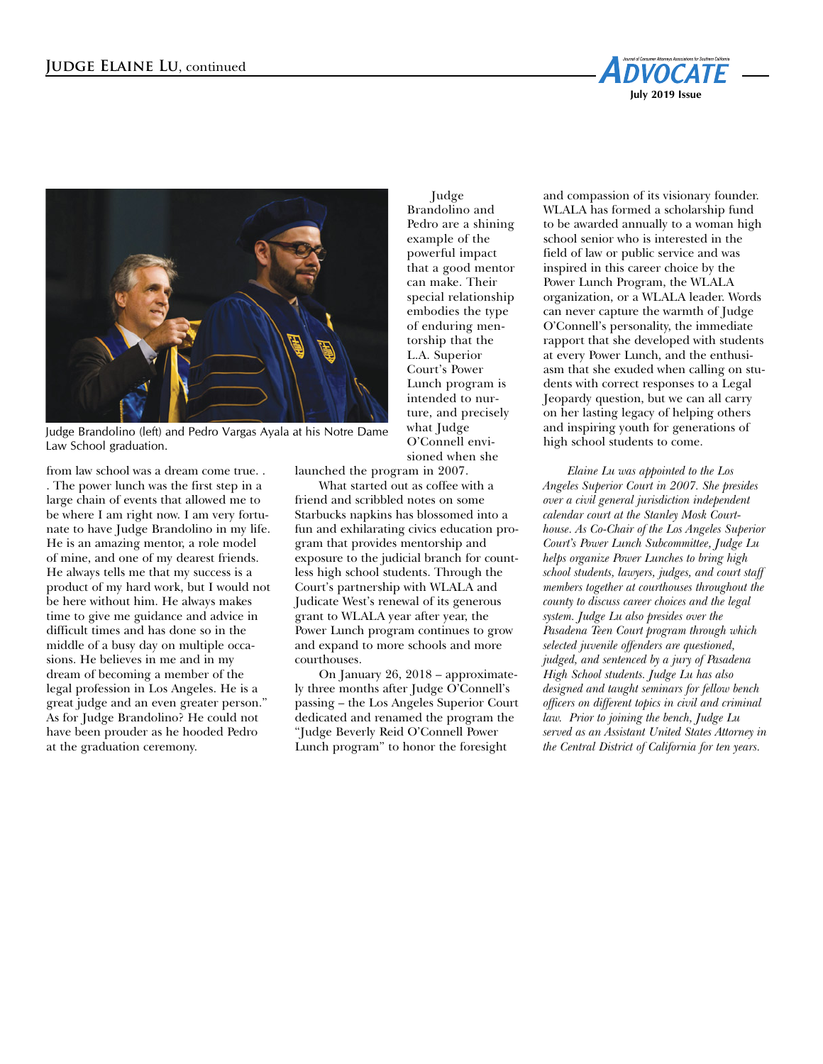Judge Brandolino (left) and Pedro Vargas Ayala at his Notre Dame Law School graduation.

from law school was a dream come true. . . The power lunch was the first step in a large chain of events that allowed me to be where I am right now. I am very fortunate to have Judge Brandolino in my life. He is an amazing mentor, a role model of mine, and one of my dearest friends. He always tells me that my success is a product of my hard work, but I would not be here without him. He always makes time to give me guidance and advice in difficult times and has done so in the middle of a busy day on multiple occasions. He believes in me and in my dream of becoming a member of the legal profession in Los Angeles. He is a great judge and an even greater person." As for Judge Brandolino? He could not have been prouder as he hooded Pedro at the graduation ceremony.

Judge Brandolino and Pedro are a shining example of the powerful impact that a good mentor can make. Their special relationship embodies the type of enduring mentorship that the L.A. Superior Court's Power Lunch program is intended to nurture, and precisely what Judge O'Connell envisioned when she launched the program in 2007.

What started out as coffee with a friend and scribbled notes on some Starbucks napkins has blossomed into a fun and exhilarating civics education program that provides mentorship and exposure to the judicial branch for countless high school students. Through the Court's partnership with WLALA and Judicate West's renewal of its generous grant to WLALA year after year, the Power Lunch program continues to grow and expand to more schools and more courthouses.

On January 26, 2018 – approximately three months after Judge O'Connell's passing – the Los Angeles Superior Court dedicated and renamed the program the "Judge Beverly Reid O'Connell Power Lunch program" to honor the foresight and compassion of its visionary founder. WLALA has formed a scholarship fund to be awarded annually to a woman high school senior who is interested in the field of law or public service and was inspired in this career choice by the Power Lunch Program, the WLALA organization, or a WLALA leader. Words can never capture the warmth of Judge O'Connell's personality, the immediate rapport that she developed with students at every Power Lunch, and the enthusiasm that she exuded when calling on students with correct responses to a Legal Jeopardy question, but we can all carry on her lasting legacy of helping others and inspiring youth for generations of high school students to come.

*Elaine Lu was appointed to the Los Angeles Superior Court in 2007. She presides over a civil general jurisdiction independent calendar court at the Stanley Mosk Courthouse. As Co-Chair of the Los Angeles Superior Court's Power Lunch Subcommittee, Judge Lu helps organize Power Lunches to bring high school students, lawyers, judges, and court staff members together at courthouses throughout the county to discuss career choices and the legal system. Judge Lu also presides over the Pasadena Teen Court program through which selected juvenile offenders are questioned, judged, and sentenced by a jury of Pasadena High School students. Judge Lu has also designed and taught seminars for fellow bench officers on different topics in civil and criminal law. Prior to joining the bench, Judge Lu served as an Assistant United States Attorney in the Central District of California for ten years.*